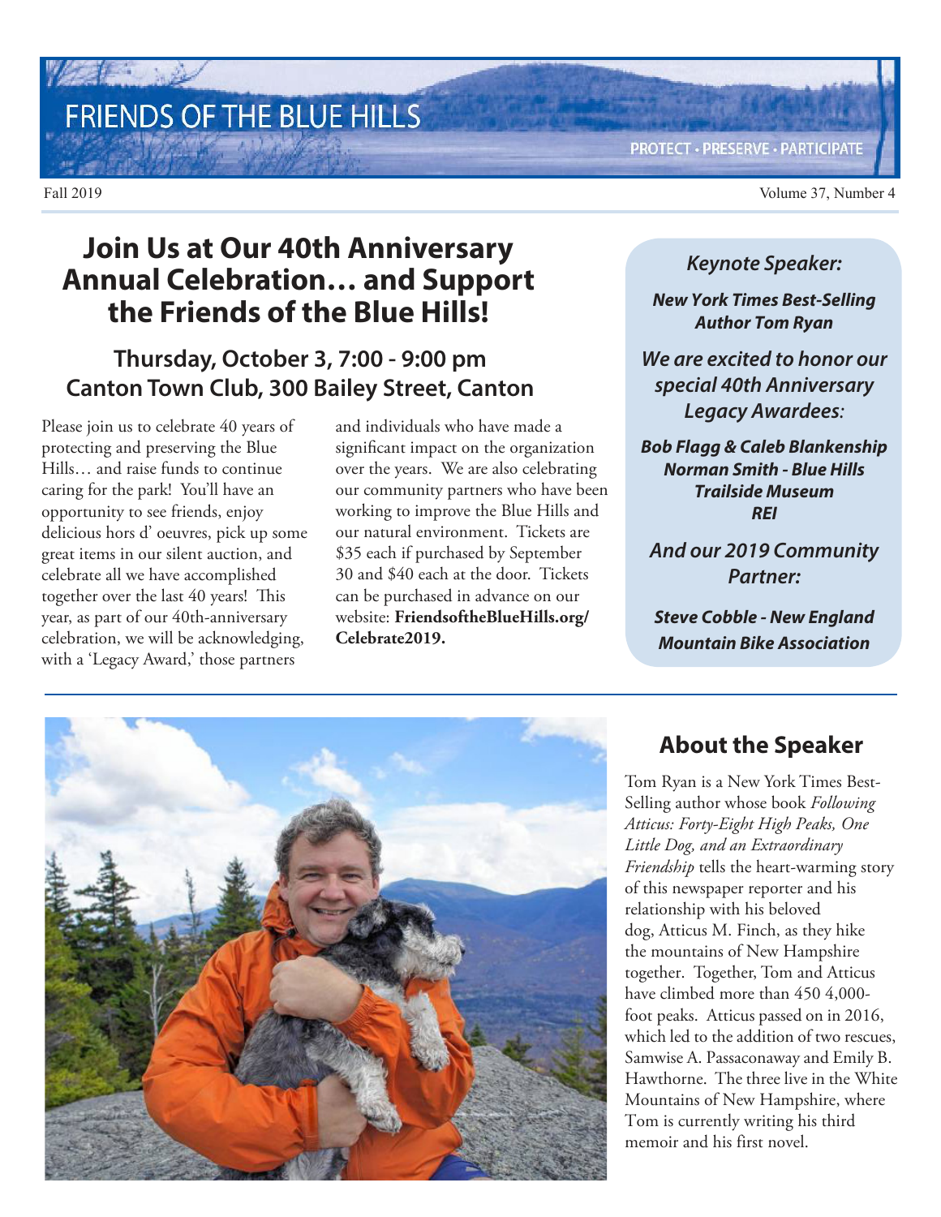# FRIENDS OF THE BLUE HILLS

PROTECT • PRESERVE • PARTICIPATE

Fall 2019

## Join Us at Our 40th Anniversary Annual Celebration… and Support the Friends of the Blue Hills!

### Thursday, October 3, 7:00 - 9:00 pm
### Canton Town Club, 300 Bailey Street, Canton

Please join us to celebrate 40 years of protecting and preserving the Blue Hills… and raise funds to continue caring for the park! You'll have an opportunity to see friends, enjoy delicious hors d' oeuvres, pick up some great items in our silent auction, and celebrate all we have accomplished together over the last 40 years! This year, as part of our 40th-anniversary celebration, we will be acknowledging, with a 'Legacy Award,' those partners and individuals who have made a significant impact on the organization over the years. We are also celebrating our community partners who have been working to improve the Blue Hills and our natural environment. Tickets are $35 each if purchased by September 30 and $40 each at the door. Tickets can be purchased in advance on our website: **FriendsoftheBlueHills.org/Celebrate2019.**

*Keynote Speaker:*

***New York Times Best-Selling Author Tom Ryan***

*We are excited to honor our special 40th Anniversary Legacy Awardees:*

***Bob Flagg & Caleb Blankenship***
***Norman Smith - Blue Hills Trailside Museum***
***REI***

*And our 2019 Community Partner:*

***Steve Cobble - New England Mountain Bike Association***

## About the Speaker

Tom Ryan is a New York Times Best-Selling author whose book *Following Atticus: Forty-Eight High Peaks, One Little Dog, and an Extraordinary Friendship* tells the heart-warming story of this newspaper reporter and his relationship with his beloved dog, Atticus M. Finch, as they hike the mountains of New Hampshire together. Together, Tom and Atticus have climbed more than 450 4,000-foot peaks. Atticus passed on in 2016, which led to the addition of two rescues, Samwise A. Passaconaway and Emily B. Hawthorne. The three live in the White Mountains of New Hampshire, where Tom is currently writing his third memoir and his first novel.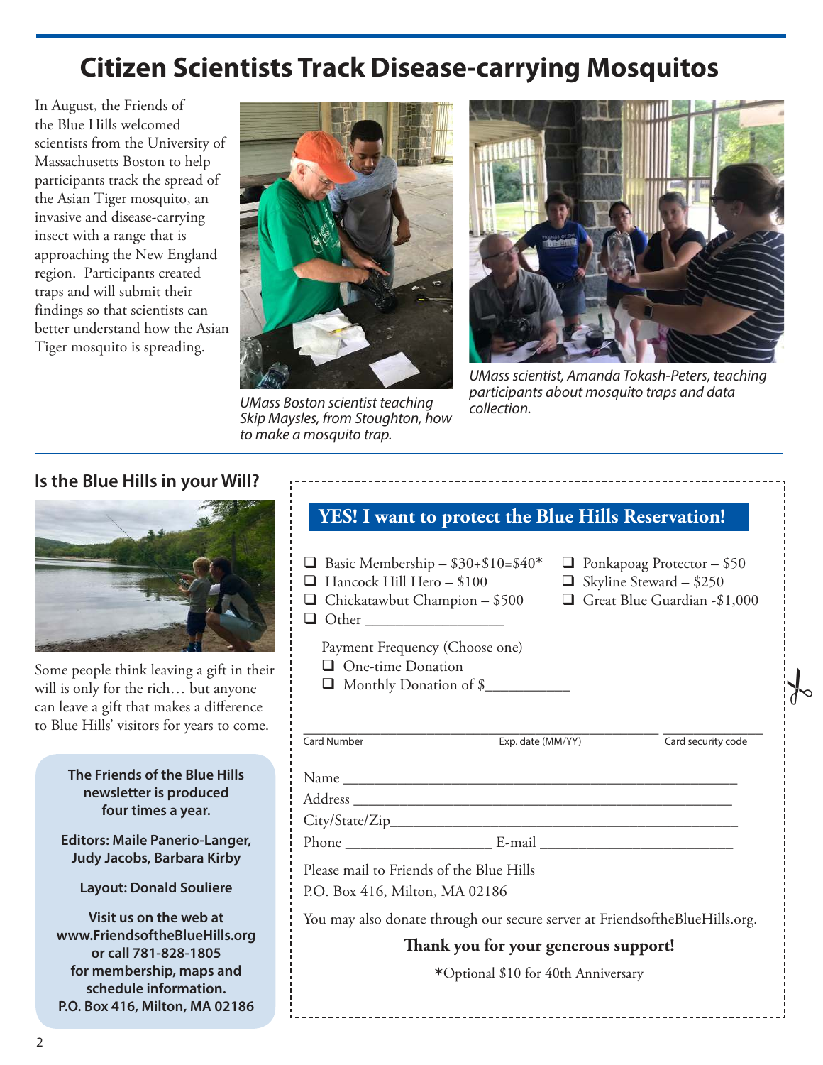# Citizen Scientists Track Disease-carrying Mosquitos

In August, the Friends of the Blue Hills welcomed scientists from the University of Massachusetts Boston to help participants track the spread of the Asian Tiger mosquito, an invasive and disease-carrying insect with a range that is approaching the New England region. Participants created traps and will submit their findings so that scientists can better understand how the Asian Tiger mosquito is spreading.

*UMass Boston scientist teaching Skip Maysles, from Stoughton, how to make a mosquito trap.*

*UMass scientist, Amanda Tokash-Peters, teaching participants about mosquito traps and data collection.*

## Is the Blue Hills in your Will?

Some people think leaving a gift in their will is only for the rich… but anyone can leave a gift that makes a difference to Blue Hills' visitors for years to come.

**The Friends of the Blue Hills newsletter is produced four times a year.**

**Editors: Maile Panerio-Langer, Judy Jacobs, Barbara Kirby**

**Layout: Donald Souliere**

**Visit us on the web at www.FriendsoftheBlueHills.org or call 781-828-1805 for membership, maps and schedule information.**
**P.O. Box 416, Milton, MA 02186**

## YES! I want to protect the Blue Hills Reservation!

- ❑ Basic Membership – $30+$10=$40*
- ❑ Hancock Hill Hero – $100
- ❑ Chickatawbut Champion – $500
- ❑ Other ________________
- ❑ Ponkapoag Protector – $50
- ❑ Skyline Steward – $250
- ❑ Great Blue Guardian -$1,000

Payment Frequency (Choose one)

- ❑ One-time Donation
- ❑ Monthly Donation of $__________

________________________________________ ____________

Card Number Exp. date (MM/YY) Card security code

Name ____________________________________________

Address __________________________________________

City/State/Zip_______________________________________

Phone __________________ E-mail ______________________

Please mail to Friends of the Blue Hills
P.O. Box 416, Milton, MA 02186

You may also donate through our secure server at FriendsoftheBlueHills.org.

**Thank you for your generous support!**

*Optional $10 for 40th Anniversary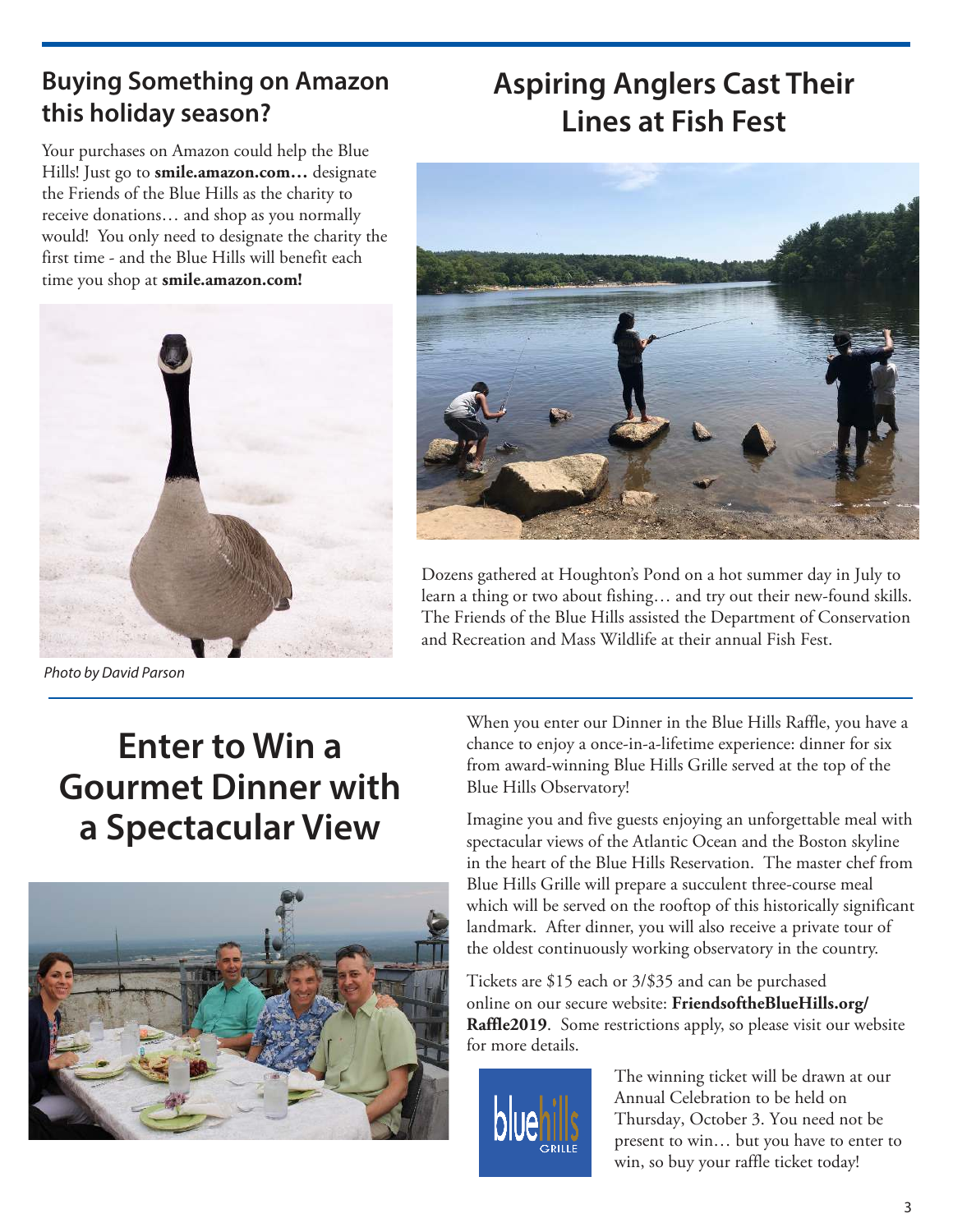## Buying Something on Amazon this holiday season?

Your purchases on Amazon could help the Blue Hills! Just go to **smile.amazon.com…** designate the Friends of the Blue Hills as the charity to receive donations… and shop as you normally would! You only need to designate the charity the first time - and the Blue Hills will benefit each time you shop at **smile.amazon.com!**

*Photo by David Parson*

## Aspiring Anglers Cast Their Lines at Fish Fest

Dozens gathered at Houghton's Pond on a hot summer day in July to learn a thing or two about fishing… and try out their new-found skills. The Friends of the Blue Hills assisted the Department of Conservation and Recreation and Mass Wildlife at their annual Fish Fest.

## Enter to Win a Gourmet Dinner with a Spectacular View

When you enter our Dinner in the Blue Hills Raffle, you have a chance to enjoy a once-in-a-lifetime experience: dinner for six from award-winning Blue Hills Grille served at the top of the Blue Hills Observatory!

Imagine you and five guests enjoying an unforgettable meal with spectacular views of the Atlantic Ocean and the Boston skyline in the heart of the Blue Hills Reservation. The master chef from Blue Hills Grille will prepare a succulent three-course meal which will be served on the rooftop of this historically significant landmark. After dinner, you will also receive a private tour of the oldest continuously working observatory in the country.

Tickets are $15 each or 3/$35 and can be purchased online on our secure website: **FriendsoftheBlueHills.org/Raffle2019**. Some restrictions apply, so please visit our website for more details.

The winning ticket will be drawn at our Annual Celebration to be held on Thursday, October 3. You need not be present to win… but you have to enter to win, so buy your raffle ticket today!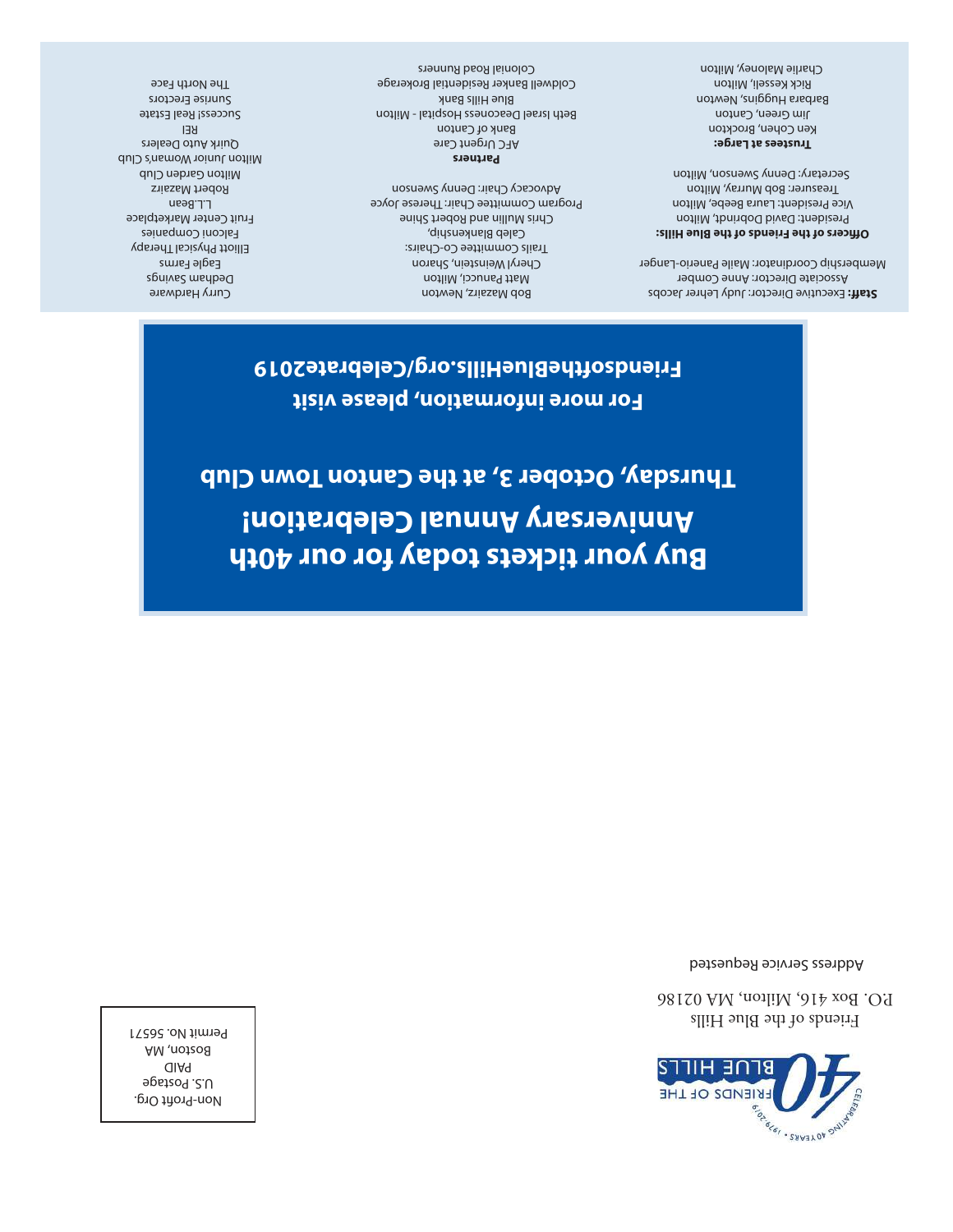**Staff:** Executive Director: Judy Lehrer Jacobs
Associate Director: Anne Comber
Membership Coordinator: Maile Panerio-Langer

**Officers of the Friends of the Blue Hills:**
President: David Dobrindt, Milton
Vice President: Laura Beebe, Milton
Treasurer: Bob Murray, Milton
Secretary: Denny Swenson, Milton

**Trustees at Large:**
Ken Cohen, Brockton
Jim Green, Canton
Barbara Huggins, Newton
Rick Kesseli, Milton
Charlie Maloney, Milton

Bob Mazairz, Newton
Matt Panucci, Milton
Cheryl Weinstein, Sharon
Trails Committee Co-Chairs:
Caleb Blankenship,
Chris Mullin and Robert Shine
Program Committee Chair: Therese Joyce
Advocacy Chair: Denny Swenson

**Partners**
AFC Urgent Care
Bank of Canton
Beth Israel Deaconess Hospital - Milton
Blue Hills Bank
Coldwell Banker Residential Brokerage
Colonial Road Runners

Curry Hardware
Dedham Savings
Eagle Farms
Elliott Physical Therapy
Falconi Companies
Fruit Center Marketplace
L.L.Bean
Robert Mazairz
Milton Garden Club
Milton Junior Woman's Club
Quirk Auto Dealers
REI
Success! Real Estate
Sunrise Erectors
The North Face

# Buy your tickets today for our 40th Anniversary Annual Celebration!

## Thursday, October 3, at the Canton Town Club

**For more information, please visit**
**FriendsoftheBlueHills.org/Celebrate2019**

CELEBRATING 40 YEARS • 1979-2019
FRIENDS OF THE BLUE HILLS

Friends of the Blue Hills
P.O. Box 416, Milton, MA 02186

Address Service Requested

Non-Profit Org.
U.S. Postage
PAID
Boston, MA
Permit No. 56571